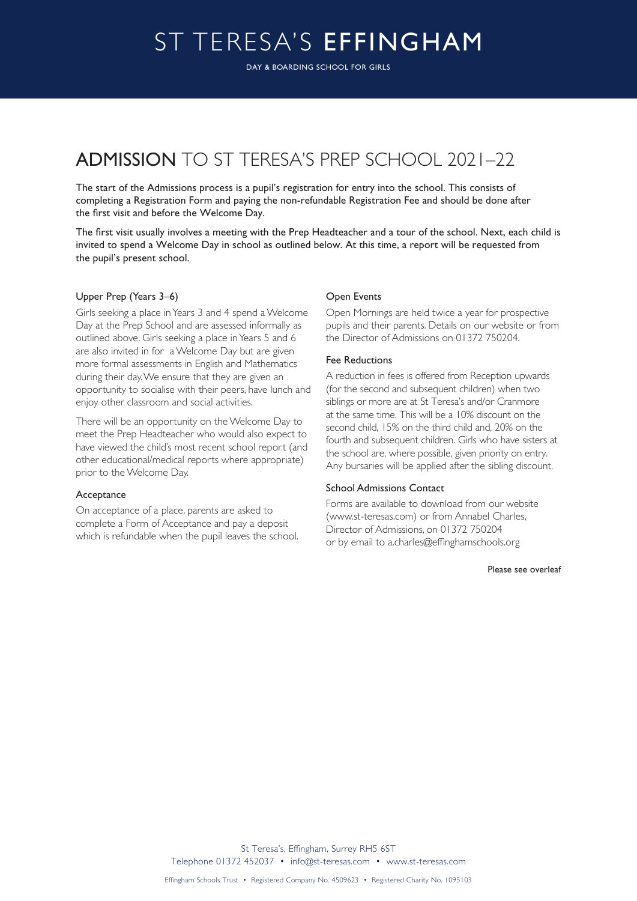# ST TERESA'S EFFINGHAM

DAY & BOARDING SCHOOL FOR GIRLS

## ADMISSION TO ST TERESA'S PREP SCHOOL 2021–22

**The start of the Admissions process is a pupil's registration for entry into the school. This consists of completing a Registration Form and paying the non-refundable Registration Fee and should be done after the first visit and before the Welcome Day.**

**The first visit usually involves a meeting with the Prep Headteacher and a tour of the school. Next, each child is invited to spend a Welcome Day in school as outlined below. At this time, a report will be requested from the pupil's present school.**

### Upper Prep (Years 3–6)

Girls seeking a place in Years 3 and 4 spend a Welcome Day at the Prep School and are assessed informally as outlined above. Girls seeking a place in Years 5 and 6 are also invited in for a Welcome Day but are given more formal assessments in English and Mathematics during their day. We ensure that they are given an opportunity to socialise with their peers, have lunch and enjoy other classroom and social activities.

There will be an opportunity on the Welcome Day to meet the Prep Headteacher who would also expect to have viewed the child's most recent school report (and other educational/medical reports where appropriate) prior to the Welcome Day.

### Acceptance

On acceptance of a place, parents are asked to complete a Form of Acceptance and pay a deposit which is refundable when the pupil leaves the school.

### Open Events

Open Mornings are held twice a year for prospective pupils and their parents. Details on our website or from the Director of Admissions on 01372 750204.

### Fee Reductions

A reduction in fees is offered from Reception upwards (for the second and subsequent children) when two siblings or more are at St Teresa's and/or Cranmore at the same time. This will be a 10% discount on the second child, 15% on the third child and, 20% on the fourth and subsequent children. Girls who have sisters at the school are, where possible, given priority on entry. Any bursaries will be applied after the sibling discount.

### School Admissions Contact

Forms are available to download from our website (www.st-teresas.com) or from Annabel Charles, Director of Admissions, on 01372 750204 or by email to a.charles@effinghamschools.org

Please see overleaf

St Teresa's, Effingham, Surrey RH5 6ST
Telephone 01372 452037 • info@st-teresas.com • www.st-teresas.com

Effingham Schools Trust • Registered Company No. 4509623 • Registered Charity No. 1095103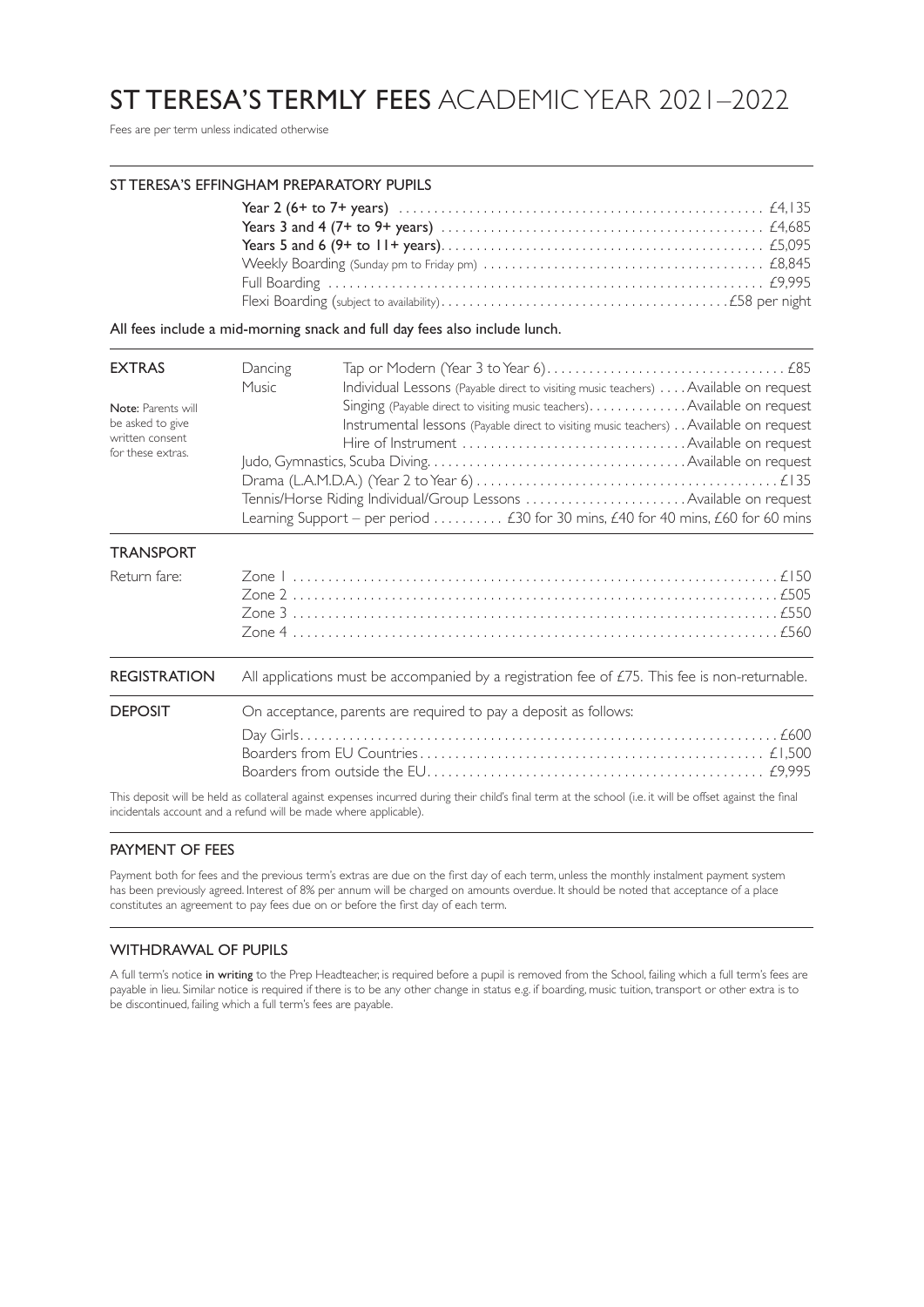# ST TERESA'S TERMLY FEES ACADEMIC YEAR 2021–2022

Fees are per term unless indicated otherwise

## ST TERESA'S EFFINGHAM PREPARATORY PUPILS

| | |
|---|---|
| **Year 2 (6+ to 7+ years)** | £4,135 |
| **Years 3 and 4 (7+ to 9+ years)** | £4,685 |
| **Years 5 and 6 (9+ to 11+ years)** | £5,095 |
| Weekly Boarding (Sunday pm to Friday pm) | £8,845 |
| Full Boarding | £9,995 |
| Flexi Boarding (subject to availability) | £58 per night |

All fees include a mid-morning snack and full day fees also include lunch.

## EXTRAS

Note: Parents will be asked to give written consent for these extras.

| | | |
|---|---|---|
| Dancing | Tap or Modern (Year 3 to Year 6) | £85 |
| Music | Individual Lessons (Payable direct to visiting music teachers) | Available on request |
| | Singing (Payable direct to visiting music teachers) | Available on request |
| | Instrumental lessons (Payable direct to visiting music teachers) | Available on request |
| | Hire of Instrument | Available on request |
| Judo, Gymnastics, Scuba Diving | | Available on request |
| Drama (L.A.M.D.A.) (Year 2 to Year 6) | | £135 |
| Tennis/Horse Riding Individual/Group Lessons | | Available on request |
| Learning Support – per period | | £30 for 30 mins, £40 for 40 mins, £60 for 60 mins |

## TRANSPORT

Return fare:

| | |
|---|---|
| Zone 1 | £150 |
| Zone 2 | £505 |
| Zone 3 | £550 |
| Zone 4 | £560 |

## REGISTRATION

All applications must be accompanied by a registration fee of £75. This fee is non-returnable.

## DEPOSIT

On acceptance, parents are required to pay a deposit as follows:

| | |
|---|---|
| Day Girls | £600 |
| Boarders from EU Countries | £1,500 |
| Boarders from outside the EU | £9,995 |

This deposit will be held as collateral against expenses incurred during their child's final term at the school (i.e. it will be offset against the final incidentals account and a refund will be made where applicable).

## PAYMENT OF FEES

Payment both for fees and the previous term's extras are due on the first day of each term, unless the monthly instalment payment system has been previously agreed. Interest of 8% per annum will be charged on amounts overdue. It should be noted that acceptance of a place constitutes an agreement to pay fees due on or before the first day of each term.

## WITHDRAWAL OF PUPILS

A full term's notice in writing to the Prep Headteacher, is required before a pupil is removed from the School, failing which a full term's fees are payable in lieu. Similar notice is required if there is to be any other change in status e.g. if boarding, music tuition, transport or other extra is to be discontinued, failing which a full term's fees are payable.